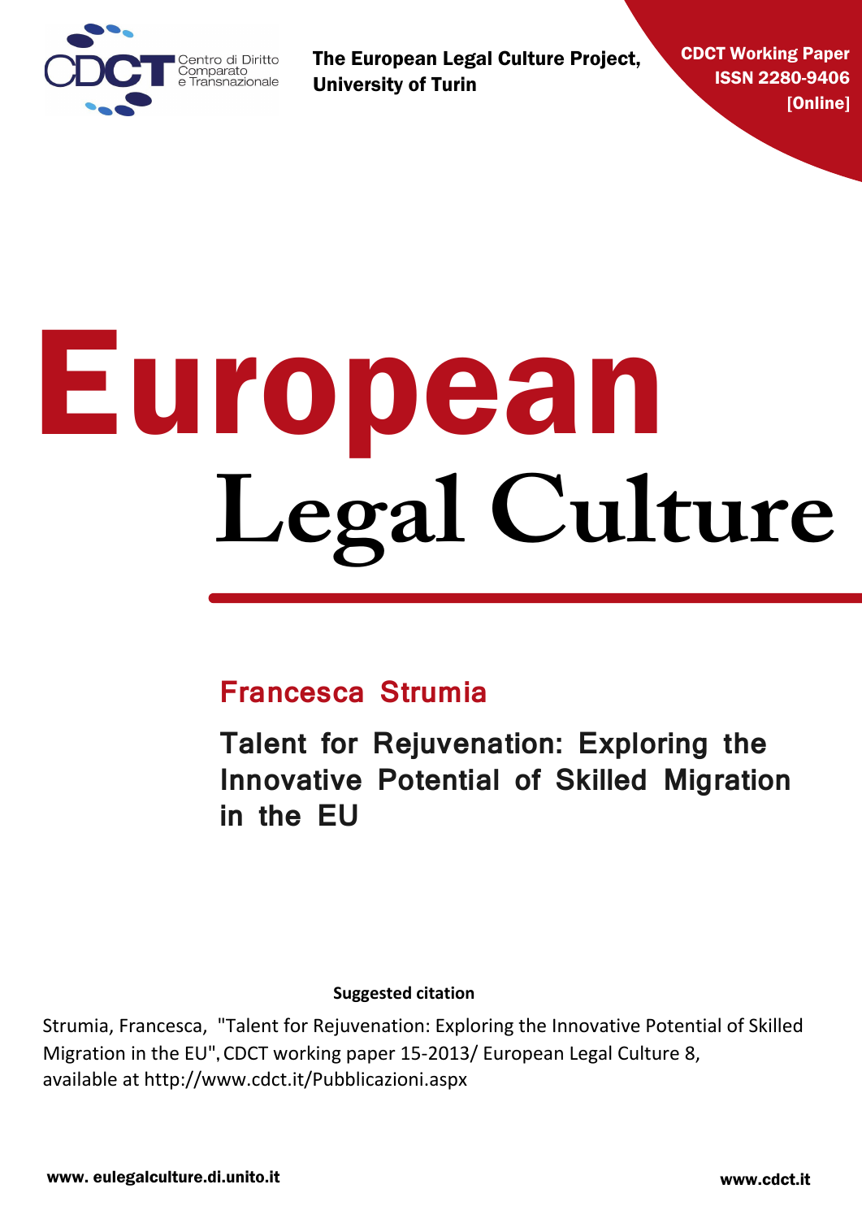Centro di Diritto Comparato e Transnazionale

The European Legal Culture Project, University of Turin

CDCT Working Paper ISSN 2280-9406 [Online]

# European Legal Culture

## Francesca Strumia

## Talent for Rejuvenation: Exploring the Innovative Potential of Skilled Migration in the EU

**Suggested citation**

Strumia, Francesca, "Talent for Rejuvenation: Exploring the Innovative Potential of Skilled Migration in the EU", CDCT working paper 15-2013/ European Legal Culture 8, available at http://www.cdct.it/Pubblicazioni.aspx

www. eulegalculture.di.unito.it

www.cdct.it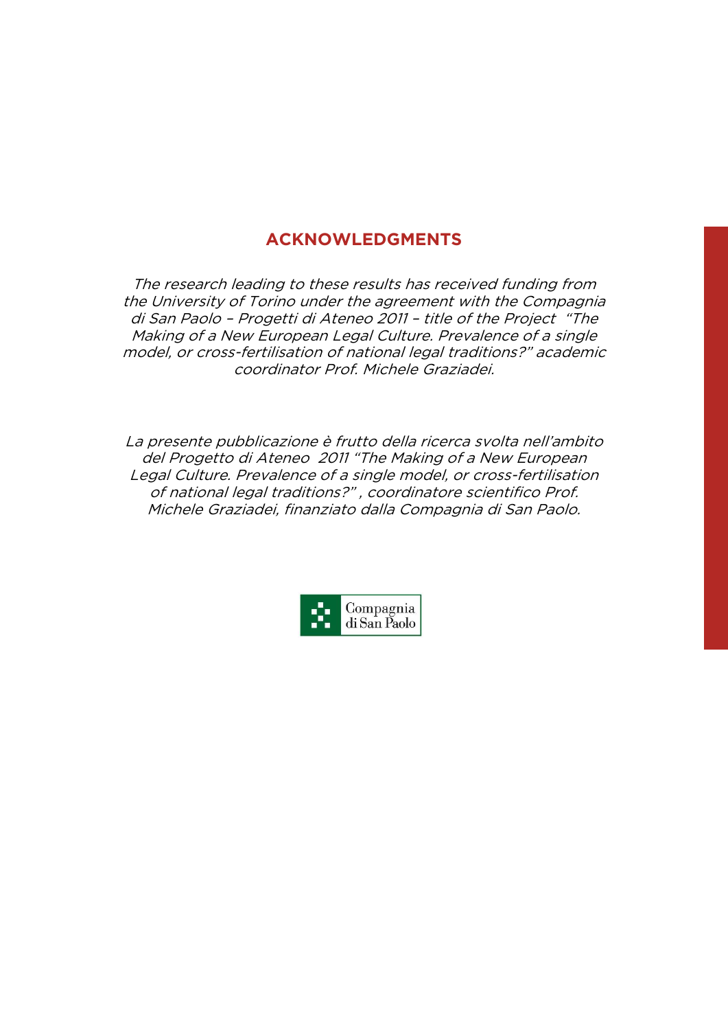## ACKNOWLEDGMENTS

*The research leading to these results has received funding from the University of Torino under the agreement with the Compagnia di San Paolo – Progetti di Ateneo 2011 – title of the Project "The Making of a New European Legal Culture. Prevalence of a single model, or cross-fertilisation of national legal traditions?" academic coordinator Prof. Michele Graziadei.*

*La presente pubblicazione è frutto della ricerca svolta nell'ambito del Progetto di Ateneo 2011 "The Making of a New European Legal Culture. Prevalence of a single model, or cross-fertilisation of national legal traditions?" , coordinatore scientifico Prof. Michele Graziadei, finanziato dalla Compagnia di San Paolo.*

Compagnia di San Paolo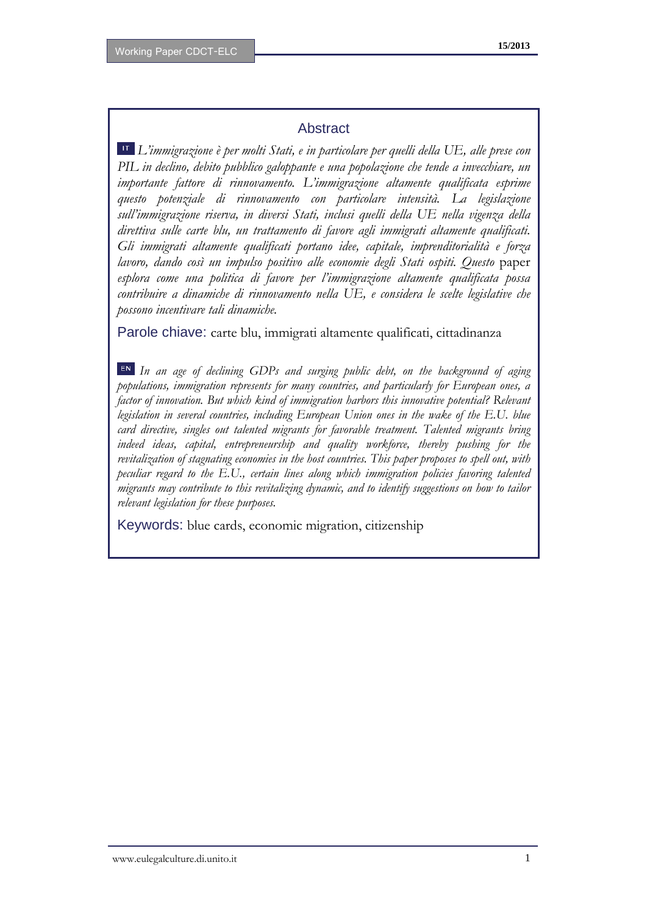## Abstract

IT *L'immigrazione è per molti Stati, e in particolare per quelli della UE, alle prese con PIL in declino, debito pubblico galoppante e una popolazione che tende a invecchiare, un importante fattore di rinnovamento. L'immigrazione altamente qualificata esprime questo potenziale di rinnovamento con particolare intensità. La legislazione sull'immigrazione riserva, in diversi Stati, inclusi quelli della UE nella vigenza della direttiva sulle carte blu, un trattamento di favore agli immigrati altamente qualificati. Gli immigrati altamente qualificati portano idee, capitale, imprenditorialità e forza lavoro, dando così un impulso positivo alle economie degli Stati ospiti. Questo* paper *esplora come una politica di favore per l'immigrazione altamente qualificata possa contribuire a dinamiche di rinnovamento nella UE, e considera le scelte legislative che possono incentivare tali dinamiche.*

Parole chiave: carte blu, immigrati altamente qualificati, cittadinanza

EN *In an age of declining GDPs and surging public debt, on the background of aging populations, immigration represents for many countries, and particularly for European ones, a factor of innovation. But which kind of immigration harbors this innovative potential? Relevant legislation in several countries, including European Union ones in the wake of the E.U. blue card directive, singles out talented migrants for favorable treatment. Talented migrants bring indeed ideas, capital, entrepreneurship and quality workforce, thereby pushing for the revitalization of stagnating economies in the host countries. This paper proposes to spell out, with peculiar regard to the E.U., certain lines along which immigration policies favoring talented migrants may contribute to this revitalizing dynamic, and to identify suggestions on how to tailor relevant legislation for these purposes.*

Keywords: blue cards, economic migration, citizenship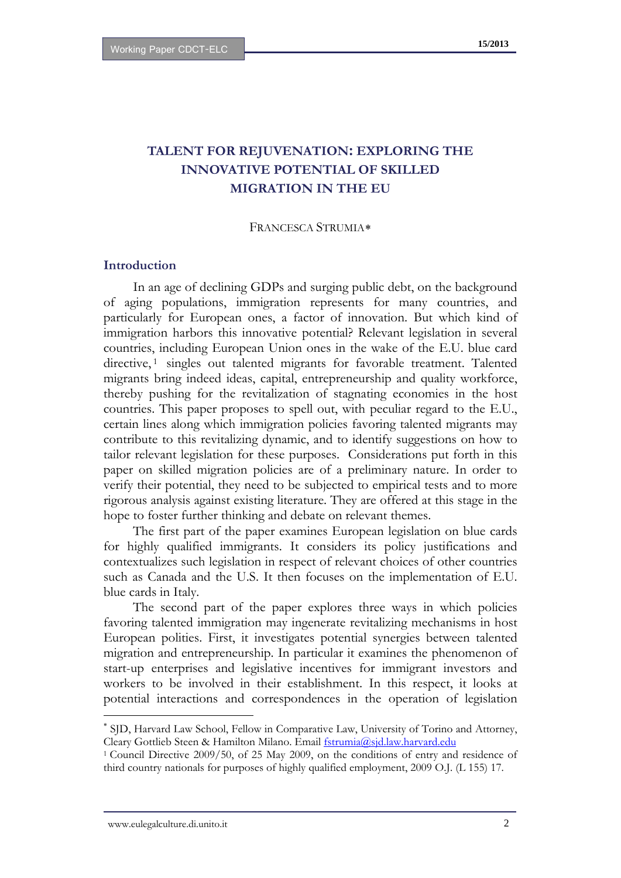# TALENT FOR REJUVENATION: EXPLORING THE INNOVATIVE POTENTIAL OF SKILLED MIGRATION IN THE EU

FRANCESCA STRUMIA*

## Introduction

In an age of declining GDPs and surging public debt, on the background of aging populations, immigration represents for many countries, and particularly for European ones, a factor of innovation. But which kind of immigration harbors this innovative potential? Relevant legislation in several countries, including European Union ones in the wake of the E.U. blue card directive,[1] singles out talented migrants for favorable treatment. Talented migrants bring indeed ideas, capital, entrepreneurship and quality workforce, thereby pushing for the revitalization of stagnating economies in the host countries. This paper proposes to spell out, with peculiar regard to the E.U., certain lines along which immigration policies favoring talented migrants may contribute to this revitalizing dynamic, and to identify suggestions on how to tailor relevant legislation for these purposes. Considerations put forth in this paper on skilled migration policies are of a preliminary nature. In order to verify their potential, they need to be subjected to empirical tests and to more rigorous analysis against existing literature. They are offered at this stage in the hope to foster further thinking and debate on relevant themes.

The first part of the paper examines European legislation on blue cards for highly qualified immigrants. It considers its policy justifications and contextualizes such legislation in respect of relevant choices of other countries such as Canada and the U.S. It then focuses on the implementation of E.U. blue cards in Italy.

The second part of the paper explores three ways in which policies favoring talented immigration may ingenerate revitalizing mechanisms in host European polities. First, it investigates potential synergies between talented migration and entrepreneurship. In particular it examines the phenomenon of start-up enterprises and legislative incentives for immigrant investors and workers to be involved in their establishment. In this respect, it looks at potential interactions and correspondences in the operation of legislation

---

* SJD, Harvard Law School, Fellow in Comparative Law, University of Torino and Attorney, Cleary Gottlieb Steen & Hamilton Milano. Email fstrumia@sjd.law.harvard.edu

[1] Council Directive 2009/50, of 25 May 2009, on the conditions of entry and residence of third country nationals for purposes of highly qualified employment, 2009 O.J. (L 155) 17.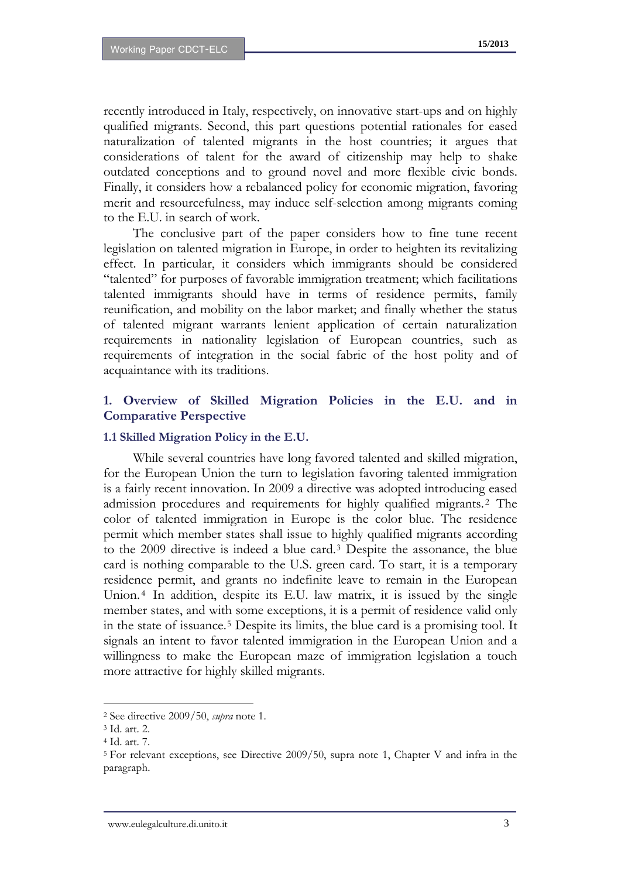recently introduced in Italy, respectively, on innovative start-ups and on highly qualified migrants. Second, this part questions potential rationales for eased naturalization of talented migrants in the host countries; it argues that considerations of talent for the award of citizenship may help to shake outdated conceptions and to ground novel and more flexible civic bonds. Finally, it considers how a rebalanced policy for economic migration, favoring merit and resourcefulness, may induce self-selection among migrants coming to the E.U. in search of work.

The conclusive part of the paper considers how to fine tune recent legislation on talented migration in Europe, in order to heighten its revitalizing effect. In particular, it considers which immigrants should be considered "talented" for purposes of favorable immigration treatment; which facilitations talented immigrants should have in terms of residence permits, family reunification, and mobility on the labor market; and finally whether the status of talented migrant warrants lenient application of certain naturalization requirements in nationality legislation of European countries, such as requirements of integration in the social fabric of the host polity and of acquaintance with its traditions.

## 1. Overview of Skilled Migration Policies in the E.U. and in Comparative Perspective

### 1.1 Skilled Migration Policy in the E.U.

While several countries have long favored talented and skilled migration, for the European Union the turn to legislation favoring talented immigration is a fairly recent innovation. In 2009 a directive was adopted introducing eased admission procedures and requirements for highly qualified migrants.[2] The color of talented immigration in Europe is the color blue. The residence permit which member states shall issue to highly qualified migrants according to the 2009 directive is indeed a blue card.[3] Despite the assonance, the blue card is nothing comparable to the U.S. green card. To start, it is a temporary residence permit, and grants no indefinite leave to remain in the European Union.[4] In addition, despite its E.U. law matrix, it is issued by the single member states, and with some exceptions, it is a permit of residence valid only in the state of issuance.[5] Despite its limits, the blue card is a promising tool. It signals an intent to favor talented immigration in the European Union and a willingness to make the European maze of immigration legislation a touch more attractive for highly skilled migrants.

---

[2] See directive 2009/50, *supra* note 1.

[3] Id. art. 2.

[4] Id. art. 7.

[5] For relevant exceptions, see Directive 2009/50, supra note 1, Chapter V and infra in the paragraph.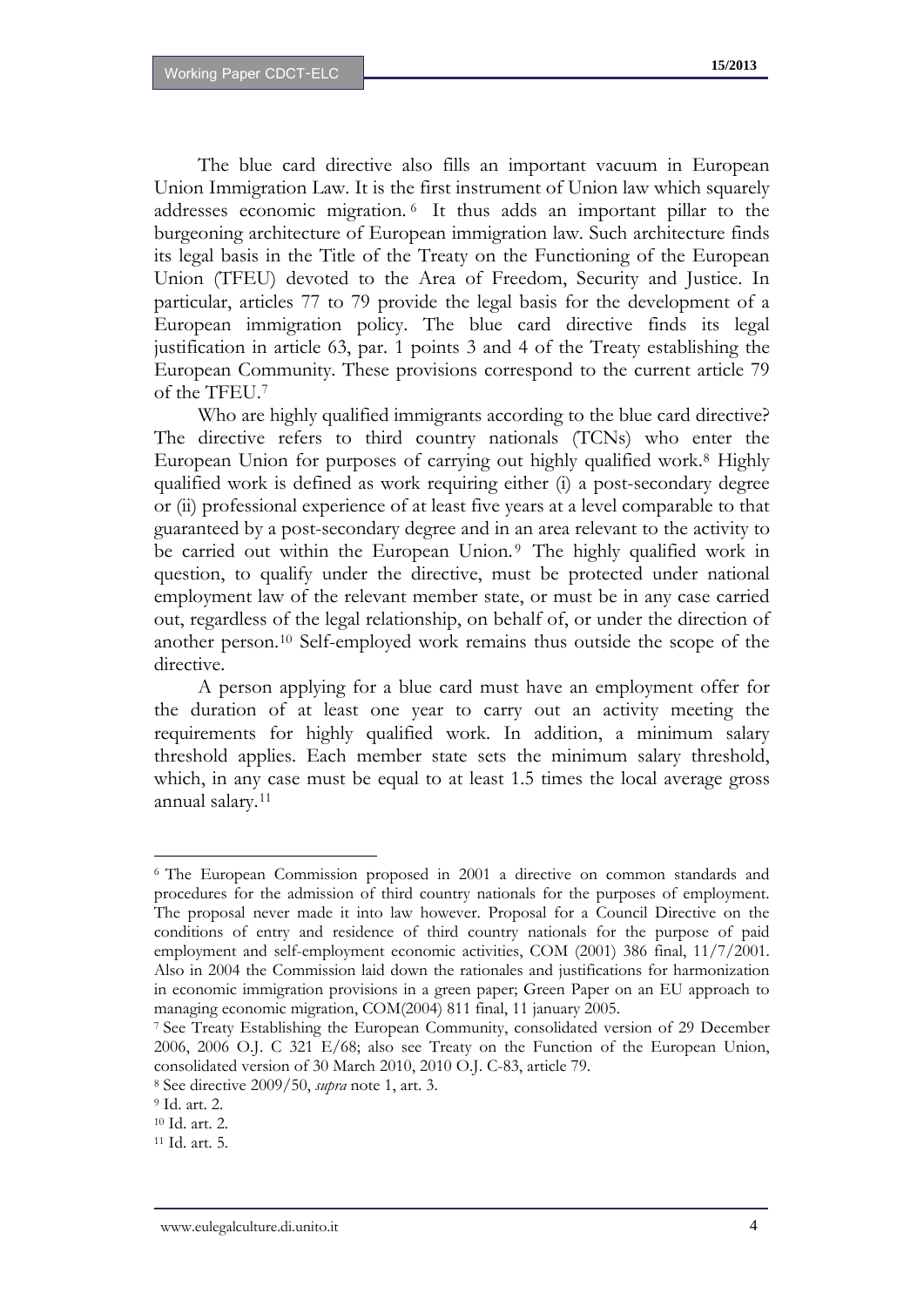The blue card directive also fills an important vacuum in European Union Immigration Law. It is the first instrument of Union law which squarely addresses economic migration.[6] It thus adds an important pillar to the burgeoning architecture of European immigration law. Such architecture finds its legal basis in the Title of the Treaty on the Functioning of the European Union (TFEU) devoted to the Area of Freedom, Security and Justice. In particular, articles 77 to 79 provide the legal basis for the development of a European immigration policy. The blue card directive finds its legal justification in article 63, par. 1 points 3 and 4 of the Treaty establishing the European Community. These provisions correspond to the current article 79 of the TFEU.[7]

Who are highly qualified immigrants according to the blue card directive? The directive refers to third country nationals (TCNs) who enter the European Union for purposes of carrying out highly qualified work.[8] Highly qualified work is defined as work requiring either (i) a post-secondary degree or (ii) professional experience of at least five years at a level comparable to that guaranteed by a post-secondary degree and in an area relevant to the activity to be carried out within the European Union.[9] The highly qualified work in question, to qualify under the directive, must be protected under national employment law of the relevant member state, or must be in any case carried out, regardless of the legal relationship, on behalf of, or under the direction of another person.[10] Self-employed work remains thus outside the scope of the directive.

A person applying for a blue card must have an employment offer for the duration of at least one year to carry out an activity meeting the requirements for highly qualified work. In addition, a minimum salary threshold applies. Each member state sets the minimum salary threshold, which, in any case must be equal to at least 1.5 times the local average gross annual salary.[11]

---

[6] The European Commission proposed in 2001 a directive on common standards and procedures for the admission of third country nationals for the purposes of employment. The proposal never made it into law however. Proposal for a Council Directive on the conditions of entry and residence of third country nationals for the purpose of paid employment and self-employment economic activities, COM (2001) 386 final, 11/7/2001. Also in 2004 the Commission laid down the rationales and justifications for harmonization in economic immigration provisions in a green paper; Green Paper on an EU approach to managing economic migration, COM(2004) 811 final, 11 january 2005.

[7] See Treaty Establishing the European Community, consolidated version of 29 December 2006, 2006 O.J. C 321 E/68; also see Treaty on the Function of the European Union, consolidated version of 30 March 2010, 2010 O.J. C-83, article 79.

[8] See directive 2009/50, *supra* note 1, art. 3.

[9] Id. art. 2.

[10] Id. art. 2.

[11] Id. art. 5.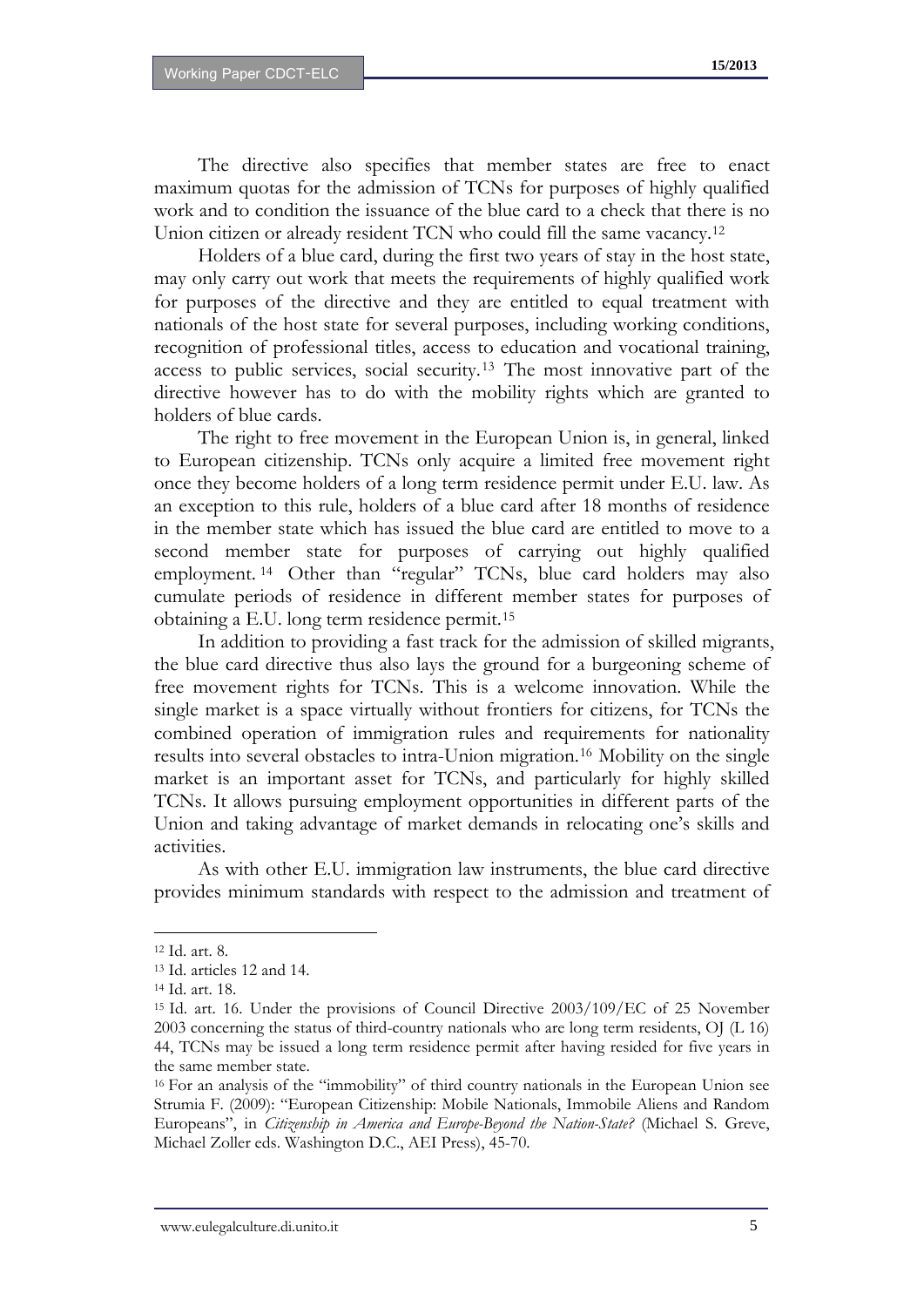The directive also specifies that member states are free to enact maximum quotas for the admission of TCNs for purposes of highly qualified work and to condition the issuance of the blue card to a check that there is no Union citizen or already resident TCN who could fill the same vacancy.[12]

Holders of a blue card, during the first two years of stay in the host state, may only carry out work that meets the requirements of highly qualified work for purposes of the directive and they are entitled to equal treatment with nationals of the host state for several purposes, including working conditions, recognition of professional titles, access to education and vocational training, access to public services, social security.[13] The most innovative part of the directive however has to do with the mobility rights which are granted to holders of blue cards.

The right to free movement in the European Union is, in general, linked to European citizenship. TCNs only acquire a limited free movement right once they become holders of a long term residence permit under E.U. law. As an exception to this rule, holders of a blue card after 18 months of residence in the member state which has issued the blue card are entitled to move to a second member state for purposes of carrying out highly qualified employment.[14] Other than "regular" TCNs, blue card holders may also cumulate periods of residence in different member states for purposes of obtaining a E.U. long term residence permit.[15]

In addition to providing a fast track for the admission of skilled migrants, the blue card directive thus also lays the ground for a burgeoning scheme of free movement rights for TCNs. This is a welcome innovation. While the single market is a space virtually without frontiers for citizens, for TCNs the combined operation of immigration rules and requirements for nationality results into several obstacles to intra-Union migration.[16] Mobility on the single market is an important asset for TCNs, and particularly for highly skilled TCNs. It allows pursuing employment opportunities in different parts of the Union and taking advantage of market demands in relocating one's skills and activities.

As with other E.U. immigration law instruments, the blue card directive provides minimum standards with respect to the admission and treatment of

---

[12] Id. art. 8.

[13] Id. articles 12 and 14.

[14] Id. art. 18.

[15] Id. art. 16. Under the provisions of Council Directive 2003/109/EC of 25 November 2003 concerning the status of third-country nationals who are long term residents, OJ (L 16) 44, TCNs may be issued a long term residence permit after having resided for five years in the same member state.

[16] For an analysis of the "immobility" of third country nationals in the European Union see Strumia F. (2009): "European Citizenship: Mobile Nationals, Immobile Aliens and Random Europeans", in *Citizenship in America and Europe-Beyond the Nation-State?* (Michael S. Greve, Michael Zoller eds. Washington D.C., AEI Press), 45-70.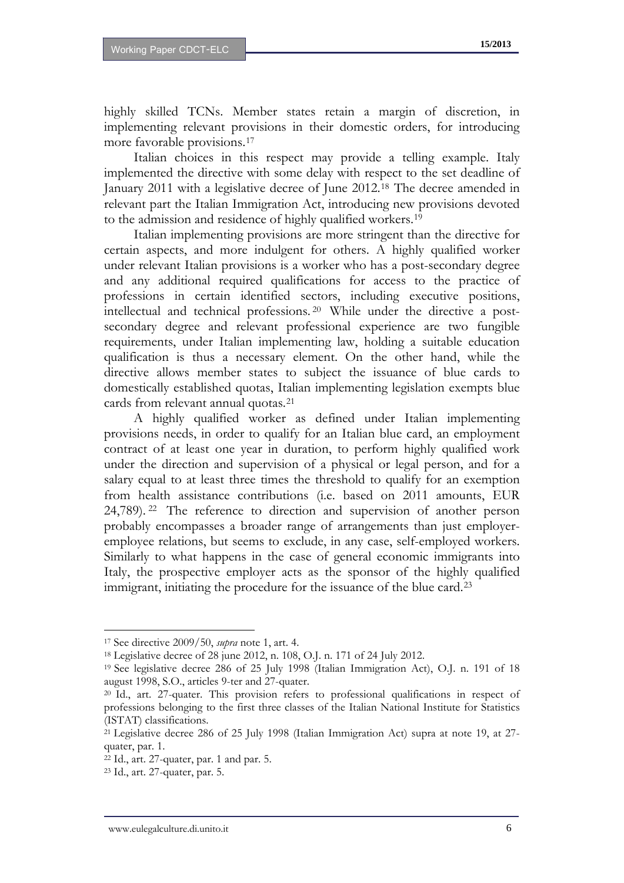highly skilled TCNs. Member states retain a margin of discretion, in implementing relevant provisions in their domestic orders, for introducing more favorable provisions.[17]

Italian choices in this respect may provide a telling example. Italy implemented the directive with some delay with respect to the set deadline of January 2011 with a legislative decree of June 2012.[18] The decree amended in relevant part the Italian Immigration Act, introducing new provisions devoted to the admission and residence of highly qualified workers.[19]

Italian implementing provisions are more stringent than the directive for certain aspects, and more indulgent for others. A highly qualified worker under relevant Italian provisions is a worker who has a post-secondary degree and any additional required qualifications for access to the practice of professions in certain identified sectors, including executive positions, intellectual and technical professions.[20] While under the directive a post-secondary degree and relevant professional experience are two fungible requirements, under Italian implementing law, holding a suitable education qualification is thus a necessary element. On the other hand, while the directive allows member states to subject the issuance of blue cards to domestically established quotas, Italian implementing legislation exempts blue cards from relevant annual quotas.[21]

A highly qualified worker as defined under Italian implementing provisions needs, in order to qualify for an Italian blue card, an employment contract of at least one year in duration, to perform highly qualified work under the direction and supervision of a physical or legal person, and for a salary equal to at least three times the threshold to qualify for an exemption from health assistance contributions (i.e. based on 2011 amounts, EUR 24,789).[22] The reference to direction and supervision of another person probably encompasses a broader range of arrangements than just employer-employee relations, but seems to exclude, in any case, self-employed workers. Similarly to what happens in the case of general economic immigrants into Italy, the prospective employer acts as the sponsor of the highly qualified immigrant, initiating the procedure for the issuance of the blue card.[23]

---

[17] See directive 2009/50, *supra* note 1, art. 4.

[18] Legislative decree of 28 june 2012, n. 108, O.J. n. 171 of 24 July 2012.

[19] See legislative decree 286 of 25 July 1998 (Italian Immigration Act), O.J. n. 191 of 18 august 1998, S.O., articles 9-ter and 27-quater.

[20] Id., art. 27-quater. This provision refers to professional qualifications in respect of professions belonging to the first three classes of the Italian National Institute for Statistics (ISTAT) classifications.

[21] Legislative decree 286 of 25 July 1998 (Italian Immigration Act) supra at note 19, at 27-quater, par. 1.

[22] Id., art. 27-quater, par. 1 and par. 5.

[23] Id., art. 27-quater, par. 5.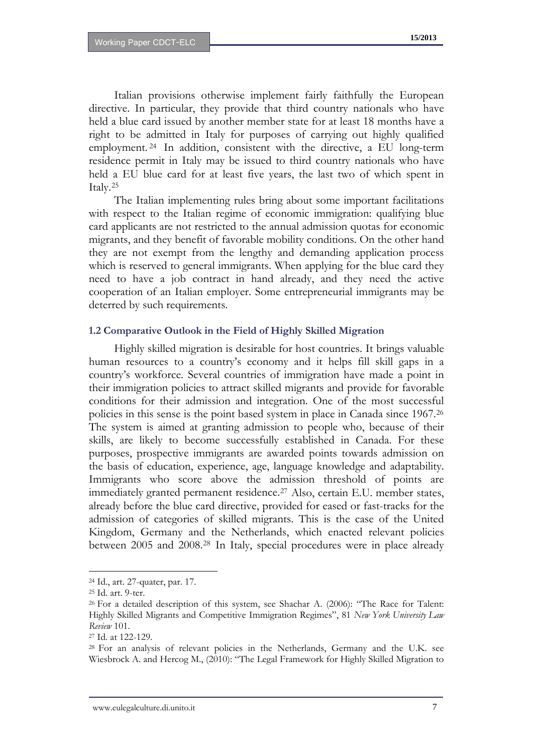Italian provisions otherwise implement fairly faithfully the European directive. In particular, they provide that third country nationals who have held a blue card issued by another member state for at least 18 months have a right to be admitted in Italy for purposes of carrying out highly qualified employment.[24] In addition, consistent with the directive, a EU long-term residence permit in Italy may be issued to third country nationals who have held a EU blue card for at least five years, the last two of which spent in Italy.[25]

The Italian implementing rules bring about some important facilitations with respect to the Italian regime of economic immigration: qualifying blue card applicants are not restricted to the annual admission quotas for economic migrants, and they benefit of favorable mobility conditions. On the other hand they are not exempt from the lengthy and demanding application process which is reserved to general immigrants. When applying for the blue card they need to have a job contract in hand already, and they need the active cooperation of an Italian employer. Some entrepreneurial immigrants may be deterred by such requirements.

### 1.2 Comparative Outlook in the Field of Highly Skilled Migration

Highly skilled migration is desirable for host countries. It brings valuable human resources to a country's economy and it helps fill skill gaps in a country's workforce. Several countries of immigration have made a point in their immigration policies to attract skilled migrants and provide for favorable conditions for their admission and integration. One of the most successful policies in this sense is the point based system in place in Canada since 1967.[26] The system is aimed at granting admission to people who, because of their skills, are likely to become successfully established in Canada. For these purposes, prospective immigrants are awarded points towards admission on the basis of education, experience, age, language knowledge and adaptability. Immigrants who score above the admission threshold of points are immediately granted permanent residence.[27] Also, certain E.U. member states, already before the blue card directive, provided for eased or fast-tracks for the admission of categories of skilled migrants. This is the case of the United Kingdom, Germany and the Netherlands, which enacted relevant policies between 2005 and 2008.[28] In Italy, special procedures were in place already

---

[24] Id., art. 27-quater, par. 17.

[25] Id. art. 9-ter.

[26] For a detailed description of this system, see Shachar A. (2006): "The Race for Talent: Highly Skilled Migrants and Competitive Immigration Regimes", 81 *New York University Law Review* 101.

[27] Id. at 122-129.

[28] For an analysis of relevant policies in the Netherlands, Germany and the U.K. see Wiesbrock A. and Hercog M., (2010): "The Legal Framework for Highly Skilled Migration to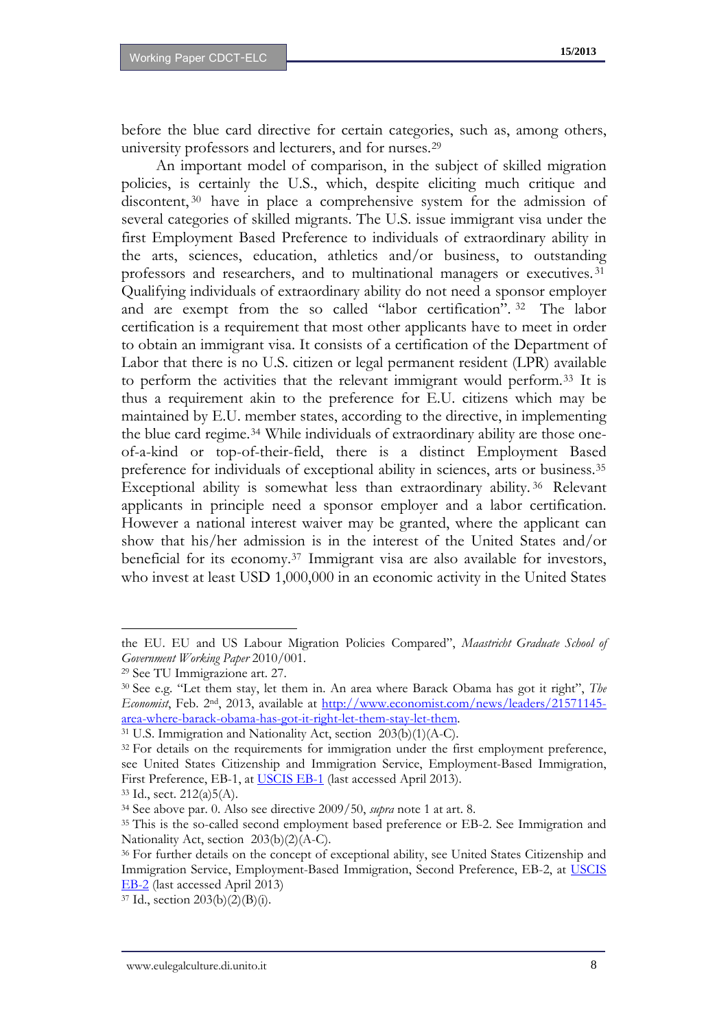before the blue card directive for certain categories, such as, among others, university professors and lecturers, and for nurses.[29]

An important model of comparison, in the subject of skilled migration policies, is certainly the U.S., which, despite eliciting much critique and discontent,[30] have in place a comprehensive system for the admission of several categories of skilled migrants. The U.S. issue immigrant visa under the first Employment Based Preference to individuals of extraordinary ability in the arts, sciences, education, athletics and/or business, to outstanding professors and researchers, and to multinational managers or executives.[31] Qualifying individuals of extraordinary ability do not need a sponsor employer and are exempt from the so called "labor certification".[32] The labor certification is a requirement that most other applicants have to meet in order to obtain an immigrant visa. It consists of a certification of the Department of Labor that there is no U.S. citizen or legal permanent resident (LPR) available to perform the activities that the relevant immigrant would perform.[33] It is thus a requirement akin to the preference for E.U. citizens which may be maintained by E.U. member states, according to the directive, in implementing the blue card regime.[34] While individuals of extraordinary ability are those one-of-a-kind or top-of-their-field, there is a distinct Employment Based preference for individuals of exceptional ability in sciences, arts or business.[35] Exceptional ability is somewhat less than extraordinary ability.[36] Relevant applicants in principle need a sponsor employer and a labor certification. However a national interest waiver may be granted, where the applicant can show that his/her admission is in the interest of the United States and/or beneficial for its economy.[37] Immigrant visa are also available for investors, who invest at least USD 1,000,000 in an economic activity in the United States

---

the EU. EU and US Labour Migration Policies Compared", *Maastricht Graduate School of Government Working Paper* 2010/001.

[29] See TU Immigrazione art. 27.

[30] See e.g. "Let them stay, let them in. An area where Barack Obama has got it right", *The Economist*, Feb. 2nd, 2013, available at http://www.economist.com/news/leaders/21571145-area-where-barack-obama-has-got-it-right-let-them-stay-let-them.

[31] U.S. Immigration and Nationality Act, section 203(b)(1)(A-C).

[32] For details on the requirements for immigration under the first employment preference, see United States Citizenship and Immigration Service, Employment-Based Immigration, First Preference, EB-1, at USCIS EB-1 (last accessed April 2013).

[33] Id., sect. 212(a)5(A).

[34] See above par. 0. Also see directive 2009/50, *supra* note 1 at art. 8.

[35] This is the so-called second employment based preference or EB-2. See Immigration and Nationality Act, section 203(b)(2)(A-C).

[36] For further details on the concept of exceptional ability, see United States Citizenship and Immigration Service, Employment-Based Immigration, Second Preference, EB-2, at USCIS EB-2 (last accessed April 2013)

[37] Id., section 203(b)(2)(B)(i).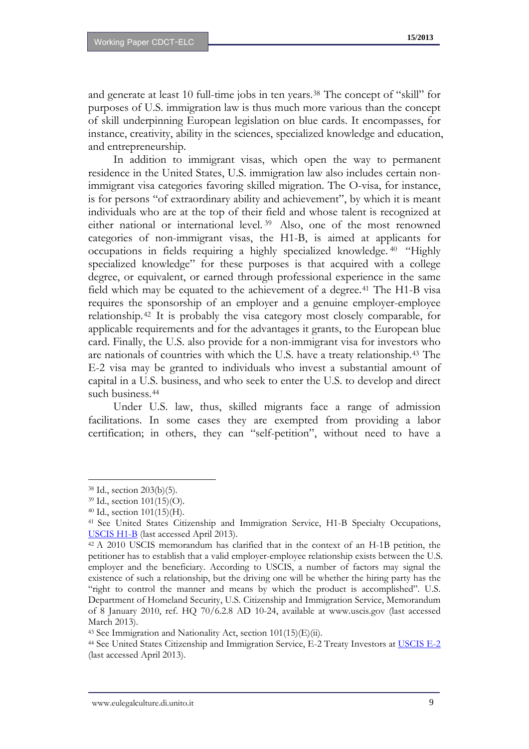and generate at least 10 full-time jobs in ten years.[38] The concept of "skill" for purposes of U.S. immigration law is thus much more various than the concept of skill underpinning European legislation on blue cards. It encompasses, for instance, creativity, ability in the sciences, specialized knowledge and education, and entrepreneurship.

In addition to immigrant visas, which open the way to permanent residence in the United States, U.S. immigration law also includes certain non-immigrant visa categories favoring skilled migration. The O-visa, for instance, is for persons "of extraordinary ability and achievement", by which it is meant individuals who are at the top of their field and whose talent is recognized at either national or international level.[39] Also, one of the most renowned categories of non-immigrant visas, the H1-B, is aimed at applicants for occupations in fields requiring a highly specialized knowledge.[40] "Highly specialized knowledge" for these purposes is that acquired with a college degree, or equivalent, or earned through professional experience in the same field which may be equated to the achievement of a degree.[41] The H1-B visa requires the sponsorship of an employer and a genuine employer-employee relationship.[42] It is probably the visa category most closely comparable, for applicable requirements and for the advantages it grants, to the European blue card. Finally, the U.S. also provide for a non-immigrant visa for investors who are nationals of countries with which the U.S. have a treaty relationship.[43] The E-2 visa may be granted to individuals who invest a substantial amount of capital in a U.S. business, and who seek to enter the U.S. to develop and direct such business.[44]

Under U.S. law, thus, skilled migrants face a range of admission facilitations. In some cases they are exempted from providing a labor certification; in others, they can "self-petition", without need to have a

---

[38] Id., section 203(b)(5).

[39] Id., section 101(15)(O).

[40] Id., section 101(15)(H).

[41] See United States Citizenship and Immigration Service, H1-B Specialty Occupations, USCIS H1-B (last accessed April 2013).

[42] A 2010 USCIS memorandum has clarified that in the context of an H-1B petition, the petitioner has to establish that a valid employer-employee relationship exists between the U.S. employer and the beneficiary. According to USCIS, a number of factors may signal the existence of such a relationship, but the driving one will be whether the hiring party has the "right to control the manner and means by which the product is accomplished". U.S. Department of Homeland Security, U.S. Citizenship and Immigration Service, Memorandum of 8 January 2010, ref. HQ 70/6.2.8 AD 10-24, available at www.uscis.gov (last accessed March 2013).

[43] See Immigration and Nationality Act, section 101(15)(E)(ii).

[44] See United States Citizenship and Immigration Service, E-2 Treaty Investors at USCIS E-2 (last accessed April 2013).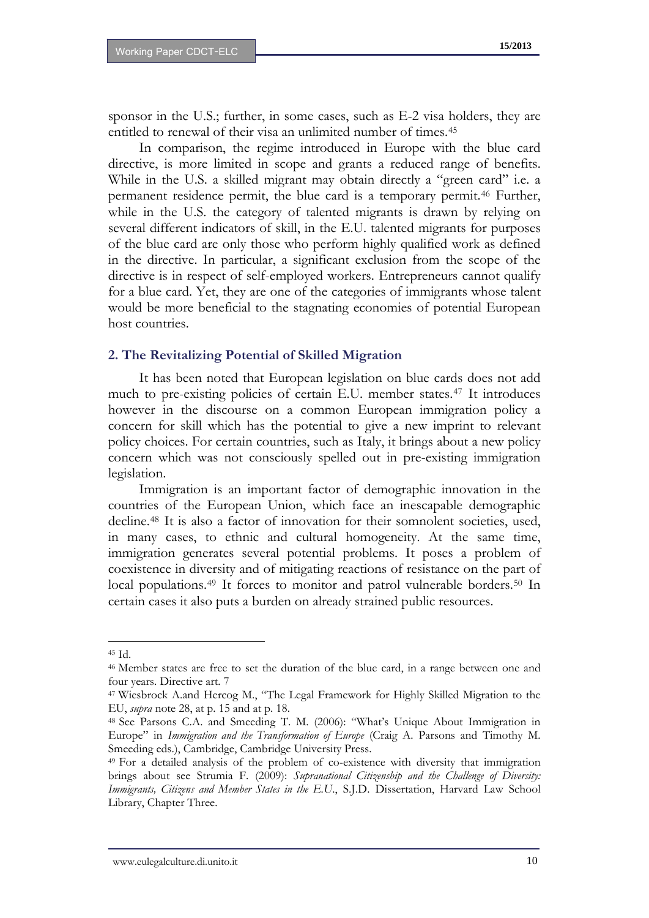sponsor in the U.S.; further, in some cases, such as E-2 visa holders, they are entitled to renewal of their visa an unlimited number of times.[45]

In comparison, the regime introduced in Europe with the blue card directive, is more limited in scope and grants a reduced range of benefits. While in the U.S. a skilled migrant may obtain directly a "green card" i.e. a permanent residence permit, the blue card is a temporary permit.[46] Further, while in the U.S. the category of talented migrants is drawn by relying on several different indicators of skill, in the E.U. talented migrants for purposes of the blue card are only those who perform highly qualified work as defined in the directive. In particular, a significant exclusion from the scope of the directive is in respect of self-employed workers. Entrepreneurs cannot qualify for a blue card. Yet, they are one of the categories of immigrants whose talent would be more beneficial to the stagnating economies of potential European host countries.

## 2. The Revitalizing Potential of Skilled Migration

It has been noted that European legislation on blue cards does not add much to pre-existing policies of certain E.U. member states.[47] It introduces however in the discourse on a common European immigration policy a concern for skill which has the potential to give a new imprint to relevant policy choices. For certain countries, such as Italy, it brings about a new policy concern which was not consciously spelled out in pre-existing immigration legislation.

Immigration is an important factor of demographic innovation in the countries of the European Union, which face an inescapable demographic decline.[48] It is also a factor of innovation for their somnolent societies, used, in many cases, to ethnic and cultural homogeneity. At the same time, immigration generates several potential problems. It poses a problem of coexistence in diversity and of mitigating reactions of resistance on the part of local populations.[49] It forces to monitor and patrol vulnerable borders.[50] In certain cases it also puts a burden on already strained public resources.

---

[45] Id.

[46] Member states are free to set the duration of the blue card, in a range between one and four years. Directive art. 7

[47] Wiesbrock A.and Hercog M., "The Legal Framework for Highly Skilled Migration to the EU, *supra* note 28, at p. 15 and at p. 18.

[48] See Parsons C.A. and Smeeding T. M. (2006): "What's Unique About Immigration in Europe" in *Immigration and the Transformation of Europe* (Craig A. Parsons and Timothy M. Smeeding eds.), Cambridge, Cambridge University Press.

[49] For a detailed analysis of the problem of co-existence with diversity that immigration brings about see Strumia F. (2009): *Supranational Citizenship and the Challenge of Diversity: Immigrants, Citizens and Member States in the E.U.*, S.J.D. Dissertation, Harvard Law School Library, Chapter Three.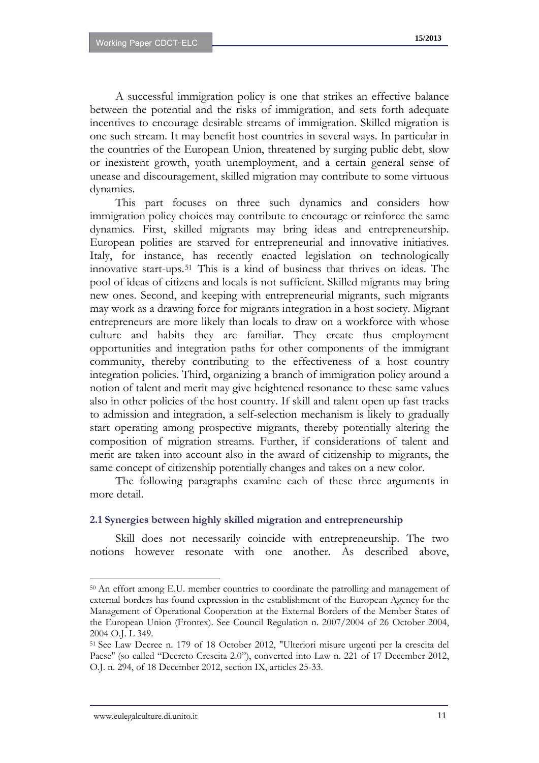A successful immigration policy is one that strikes an effective balance between the potential and the risks of immigration, and sets forth adequate incentives to encourage desirable streams of immigration. Skilled migration is one such stream. It may benefit host countries in several ways. In particular in the countries of the European Union, threatened by surging public debt, slow or inexistent growth, youth unemployment, and a certain general sense of unease and discouragement, skilled migration may contribute to some virtuous dynamics.

This part focuses on three such dynamics and considers how immigration policy choices may contribute to encourage or reinforce the same dynamics. First, skilled migrants may bring ideas and entrepreneurship. European polities are starved for entrepreneurial and innovative initiatives. Italy, for instance, has recently enacted legislation on technologically innovative start-ups.[51] This is a kind of business that thrives on ideas. The pool of ideas of citizens and locals is not sufficient. Skilled migrants may bring new ones. Second, and keeping with entrepreneurial migrants, such migrants may work as a drawing force for migrants integration in a host society. Migrant entrepreneurs are more likely than locals to draw on a workforce with whose culture and habits they are familiar. They create thus employment opportunities and integration paths for other components of the immigrant community, thereby contributing to the effectiveness of a host country integration policies. Third, organizing a branch of immigration policy around a notion of talent and merit may give heightened resonance to these same values also in other policies of the host country. If skill and talent open up fast tracks to admission and integration, a self-selection mechanism is likely to gradually start operating among prospective migrants, thereby potentially altering the composition of migration streams. Further, if considerations of talent and merit are taken into account also in the award of citizenship to migrants, the same concept of citizenship potentially changes and takes on a new color.

The following paragraphs examine each of these three arguments in more detail.

### 2.1 Synergies between highly skilled migration and entrepreneurship

Skill does not necessarily coincide with entrepreneurship. The two notions however resonate with one another. As described above,

---

[50] An effort among E.U. member countries to coordinate the patrolling and management of external borders has found expression in the establishment of the European Agency for the Management of Operational Cooperation at the External Borders of the Member States of the European Union (Frontex). See Council Regulation n. 2007/2004 of 26 October 2004, 2004 O.J. L 349.

[51] See Law Decree n. 179 of 18 October 2012, "Ulteriori misure urgenti per la crescita del Paese" (so called "Decreto Crescita 2.0"), converted into Law n. 221 of 17 December 2012, O.J. n. 294, of 18 December 2012, section IX, articles 25-33.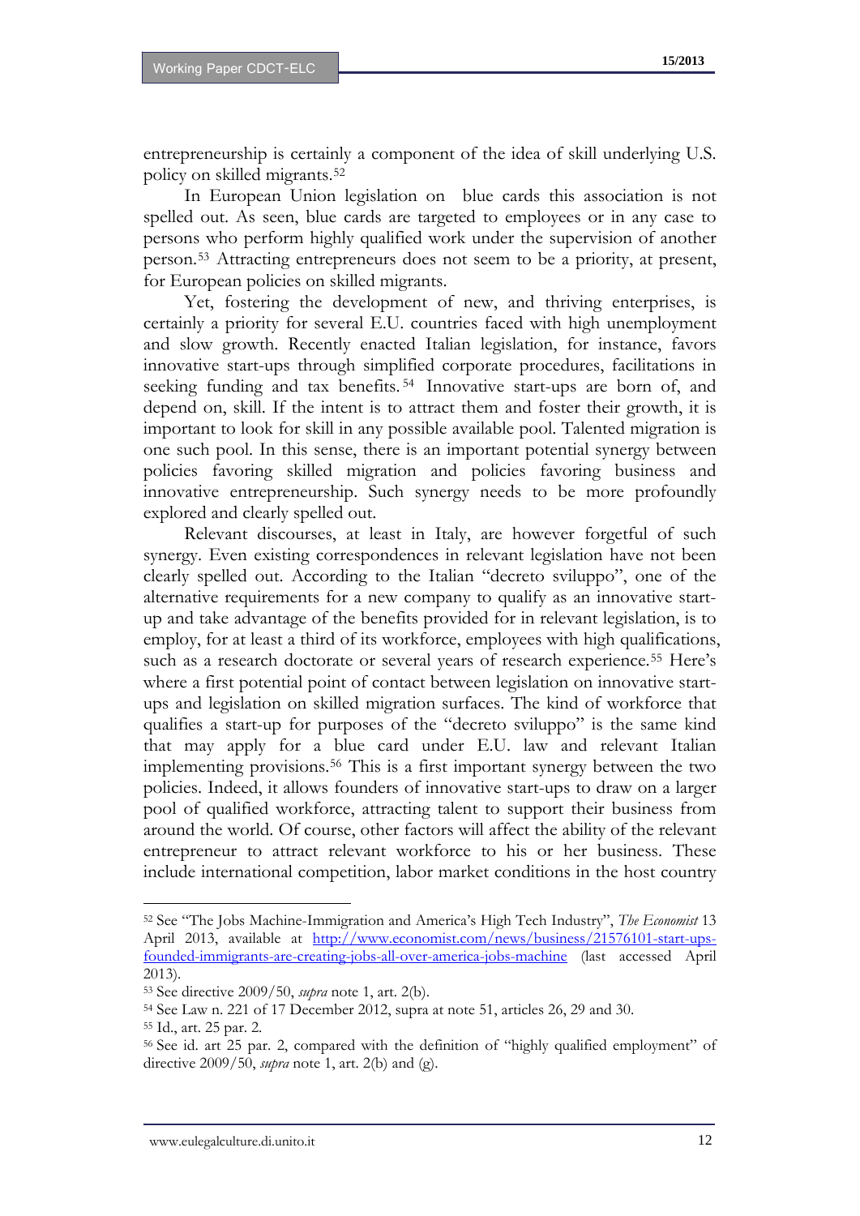entrepreneurship is certainly a component of the idea of skill underlying U.S. policy on skilled migrants.[52]

In European Union legislation on blue cards this association is not spelled out. As seen, blue cards are targeted to employees or in any case to persons who perform highly qualified work under the supervision of another person.[53] Attracting entrepreneurs does not seem to be a priority, at present, for European policies on skilled migrants.

Yet, fostering the development of new, and thriving enterprises, is certainly a priority for several E.U. countries faced with high unemployment and slow growth. Recently enacted Italian legislation, for instance, favors innovative start-ups through simplified corporate procedures, facilitations in seeking funding and tax benefits.[54] Innovative start-ups are born of, and depend on, skill. If the intent is to attract them and foster their growth, it is important to look for skill in any possible available pool. Talented migration is one such pool. In this sense, there is an important potential synergy between policies favoring skilled migration and policies favoring business and innovative entrepreneurship. Such synergy needs to be more profoundly explored and clearly spelled out.

Relevant discourses, at least in Italy, are however forgetful of such synergy. Even existing correspondences in relevant legislation have not been clearly spelled out. According to the Italian "decreto sviluppo", one of the alternative requirements for a new company to qualify as an innovative start-up and take advantage of the benefits provided for in relevant legislation, is to employ, for at least a third of its workforce, employees with high qualifications, such as a research doctorate or several years of research experience.[55] Here's where a first potential point of contact between legislation on innovative start-ups and legislation on skilled migration surfaces. The kind of workforce that qualifies a start-up for purposes of the "decreto sviluppo" is the same kind that may apply for a blue card under E.U. law and relevant Italian implementing provisions.[56] This is a first important synergy between the two policies. Indeed, it allows founders of innovative start-ups to draw on a larger pool of qualified workforce, attracting talent to support their business from around the world. Of course, other factors will affect the ability of the relevant entrepreneur to attract relevant workforce to his or her business. These include international competition, labor market conditions in the host country

---

[52] See "The Jobs Machine-Immigration and America's High Tech Industry", *The Economist* 13 April 2013, available at http://www.economist.com/news/business/21576101-start-ups-founded-immigrants-are-creating-jobs-all-over-america-jobs-machine (last accessed April 2013).

[53] See directive 2009/50, *supra* note 1, art. 2(b).

[54] See Law n. 221 of 17 December 2012, supra at note 51, articles 26, 29 and 30.

[55] Id., art. 25 par. 2.

[56] See id. art 25 par. 2, compared with the definition of "highly qualified employment" of directive 2009/50, *supra* note 1, art. 2(b) and (g).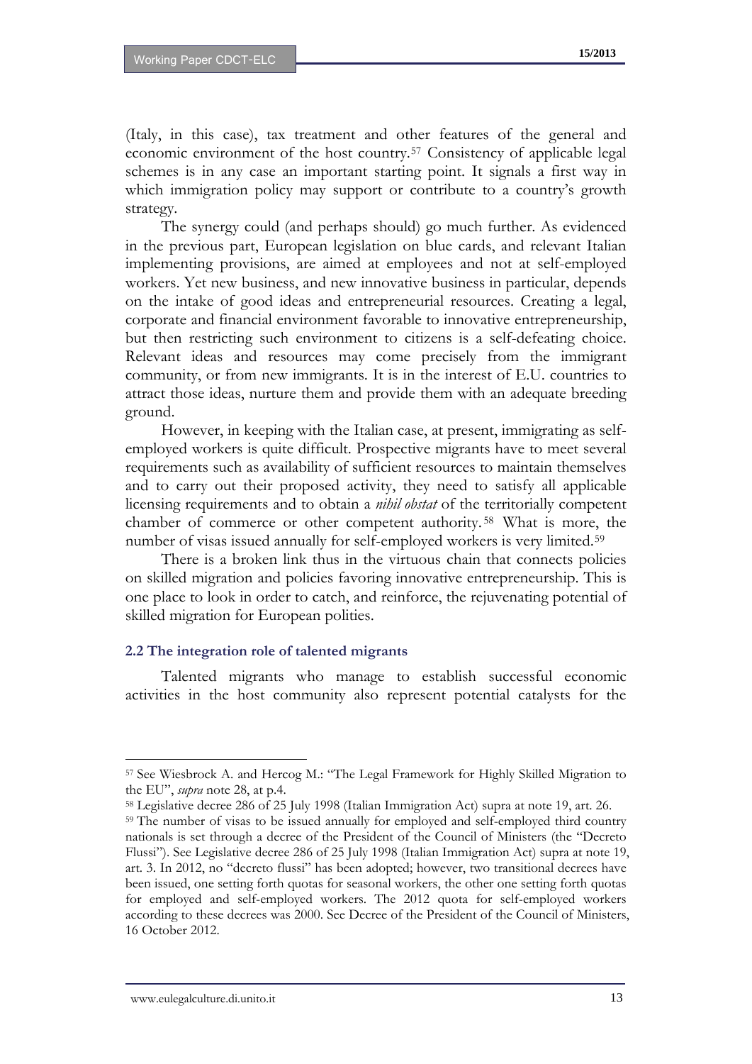(Italy, in this case), tax treatment and other features of the general and economic environment of the host country.[57] Consistency of applicable legal schemes is in any case an important starting point. It signals a first way in which immigration policy may support or contribute to a country's growth strategy.

The synergy could (and perhaps should) go much further. As evidenced in the previous part, European legislation on blue cards, and relevant Italian implementing provisions, are aimed at employees and not at self-employed workers. Yet new business, and new innovative business in particular, depends on the intake of good ideas and entrepreneurial resources. Creating a legal, corporate and financial environment favorable to innovative entrepreneurship, but then restricting such environment to citizens is a self-defeating choice. Relevant ideas and resources may come precisely from the immigrant community, or from new immigrants. It is in the interest of E.U. countries to attract those ideas, nurture them and provide them with an adequate breeding ground.

However, in keeping with the Italian case, at present, immigrating as self-employed workers is quite difficult. Prospective migrants have to meet several requirements such as availability of sufficient resources to maintain themselves and to carry out their proposed activity, they need to satisfy all applicable licensing requirements and to obtain a *nihil obstat* of the territorially competent chamber of commerce or other competent authority.[58] What is more, the number of visas issued annually for self-employed workers is very limited.[59]

There is a broken link thus in the virtuous chain that connects policies on skilled migration and policies favoring innovative entrepreneurship. This is one place to look in order to catch, and reinforce, the rejuvenating potential of skilled migration for European polities.

### 2.2 The integration role of talented migrants

Talented migrants who manage to establish successful economic activities in the host community also represent potential catalysts for the

---

[57] See Wiesbrock A. and Hercog M.: "The Legal Framework for Highly Skilled Migration to the EU", *supra* note 28, at p.4.

[58] Legislative decree 286 of 25 July 1998 (Italian Immigration Act) supra at note 19, art. 26.

[59] The number of visas to be issued annually for employed and self-employed third country nationals is set through a decree of the President of the Council of Ministers (the "Decreto Flussi"). See Legislative decree 286 of 25 July 1998 (Italian Immigration Act) supra at note 19, art. 3. In 2012, no "decreto flussi" has been adopted; however, two transitional decrees have been issued, one setting forth quotas for seasonal workers, the other one setting forth quotas for employed and self-employed workers. The 2012 quota for self-employed workers according to these decrees was 2000. See Decree of the President of the Council of Ministers, 16 October 2012.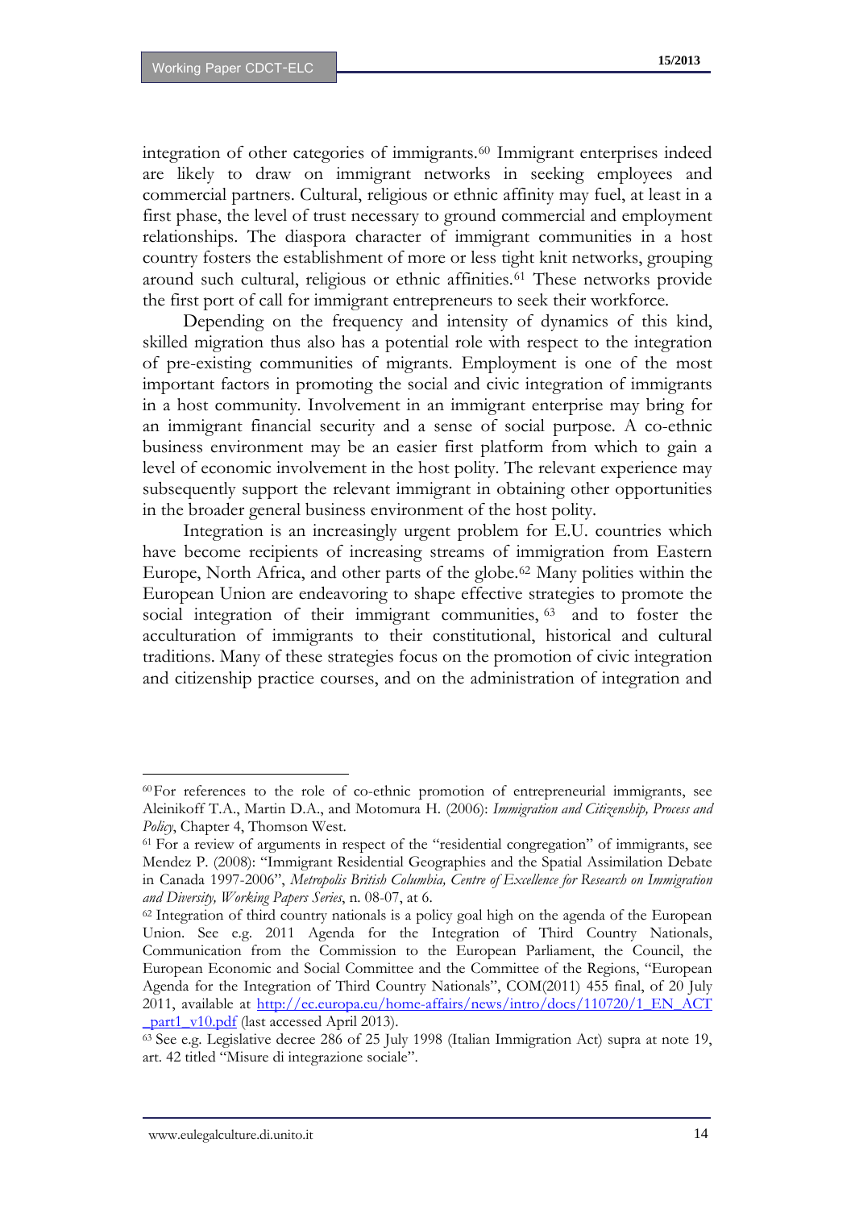integration of other categories of immigrants.[60] Immigrant enterprises indeed are likely to draw on immigrant networks in seeking employees and commercial partners. Cultural, religious or ethnic affinity may fuel, at least in a first phase, the level of trust necessary to ground commercial and employment relationships. The diaspora character of immigrant communities in a host country fosters the establishment of more or less tight knit networks, grouping around such cultural, religious or ethnic affinities.[61] These networks provide the first port of call for immigrant entrepreneurs to seek their workforce.

Depending on the frequency and intensity of dynamics of this kind, skilled migration thus also has a potential role with respect to the integration of pre-existing communities of migrants. Employment is one of the most important factors in promoting the social and civic integration of immigrants in a host community. Involvement in an immigrant enterprise may bring for an immigrant financial security and a sense of social purpose. A co-ethnic business environment may be an easier first platform from which to gain a level of economic involvement in the host polity. The relevant experience may subsequently support the relevant immigrant in obtaining other opportunities in the broader general business environment of the host polity.

Integration is an increasingly urgent problem for E.U. countries which have become recipients of increasing streams of immigration from Eastern Europe, North Africa, and other parts of the globe.[62] Many polities within the European Union are endeavoring to shape effective strategies to promote the social integration of their immigrant communities,[63] and to foster the acculturation of immigrants to their constitutional, historical and cultural traditions. Many of these strategies focus on the promotion of civic integration and citizenship practice courses, and on the administration of integration and

---

[60] For references to the role of co-ethnic promotion of entrepreneurial immigrants, see Aleinikoff T.A., Martin D.A., and Motomura H. (2006): *Immigration and Citizenship, Process and Policy*, Chapter 4, Thomson West.

[61] For a review of arguments in respect of the "residential congregation" of immigrants, see Mendez P. (2008): "Immigrant Residential Geographies and the Spatial Assimilation Debate in Canada 1997-2006", *Metropolis British Columbia, Centre of Excellence for Research on Immigration and Diversity, Working Papers Series*, n. 08-07, at 6.

[62] Integration of third country nationals is a policy goal high on the agenda of the European Union. See e.g. 2011 Agenda for the Integration of Third Country Nationals, Communication from the Commission to the European Parliament, the Council, the European Economic and Social Committee and the Committee of the Regions, "European Agenda for the Integration of Third Country Nationals", COM(2011) 455 final, of 20 July 2011, available at http://ec.europa.eu/home-affairs/news/intro/docs/110720/1_EN_ACT_part1_v10.pdf (last accessed April 2013).

[63] See e.g. Legislative decree 286 of 25 July 1998 (Italian Immigration Act) supra at note 19, art. 42 titled "Misure di integrazione sociale".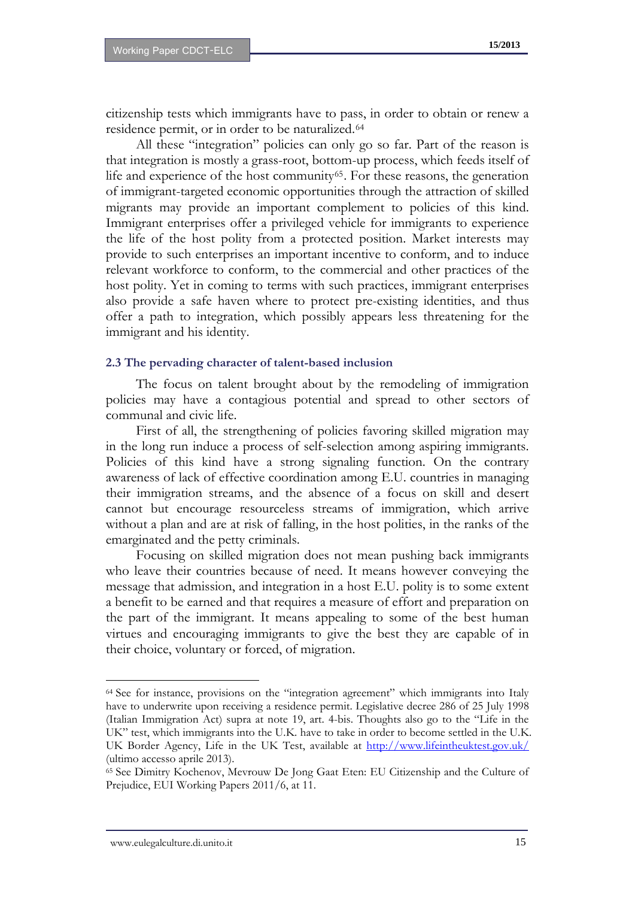citizenship tests which immigrants have to pass, in order to obtain or renew a residence permit, or in order to be naturalized.[64]

All these "integration" policies can only go so far. Part of the reason is that integration is mostly a grass-root, bottom-up process, which feeds itself of life and experience of the host community[65]. For these reasons, the generation of immigrant-targeted economic opportunities through the attraction of skilled migrants may provide an important complement to policies of this kind. Immigrant enterprises offer a privileged vehicle for immigrants to experience the life of the host polity from a protected position. Market interests may provide to such enterprises an important incentive to conform, and to induce relevant workforce to conform, to the commercial and other practices of the host polity. Yet in coming to terms with such practices, immigrant enterprises also provide a safe haven where to protect pre-existing identities, and thus offer a path to integration, which possibly appears less threatening for the immigrant and his identity.

### 2.3 The pervading character of talent-based inclusion

The focus on talent brought about by the remodeling of immigration policies may have a contagious potential and spread to other sectors of communal and civic life.

First of all, the strengthening of policies favoring skilled migration may in the long run induce a process of self-selection among aspiring immigrants. Policies of this kind have a strong signaling function. On the contrary awareness of lack of effective coordination among E.U. countries in managing their immigration streams, and the absence of a focus on skill and desert cannot but encourage resourceless streams of immigration, which arrive without a plan and are at risk of falling, in the host polities, in the ranks of the emarginated and the petty criminals.

Focusing on skilled migration does not mean pushing back immigrants who leave their countries because of need. It means however conveying the message that admission, and integration in a host E.U. polity is to some extent a benefit to be earned and that requires a measure of effort and preparation on the part of the immigrant. It means appealing to some of the best human virtues and encouraging immigrants to give the best they are capable of in their choice, voluntary or forced, of migration.

---

[64] See for instance, provisions on the "integration agreement" which immigrants into Italy have to underwrite upon receiving a residence permit. Legislative decree 286 of 25 July 1998 (Italian Immigration Act) supra at note 19, art. 4-bis. Thoughts also go to the "Life in the UK" test, which immigrants into the U.K. have to take in order to become settled in the U.K. UK Border Agency, Life in the UK Test, available at http://www.lifeintheuktest.gov.uk/ (ultimo accesso aprile 2013).

[65] See Dimitry Kochenov, Mevrouw De Jong Gaat Eten: EU Citizenship and the Culture of Prejudice, EUI Working Papers 2011/6, at 11.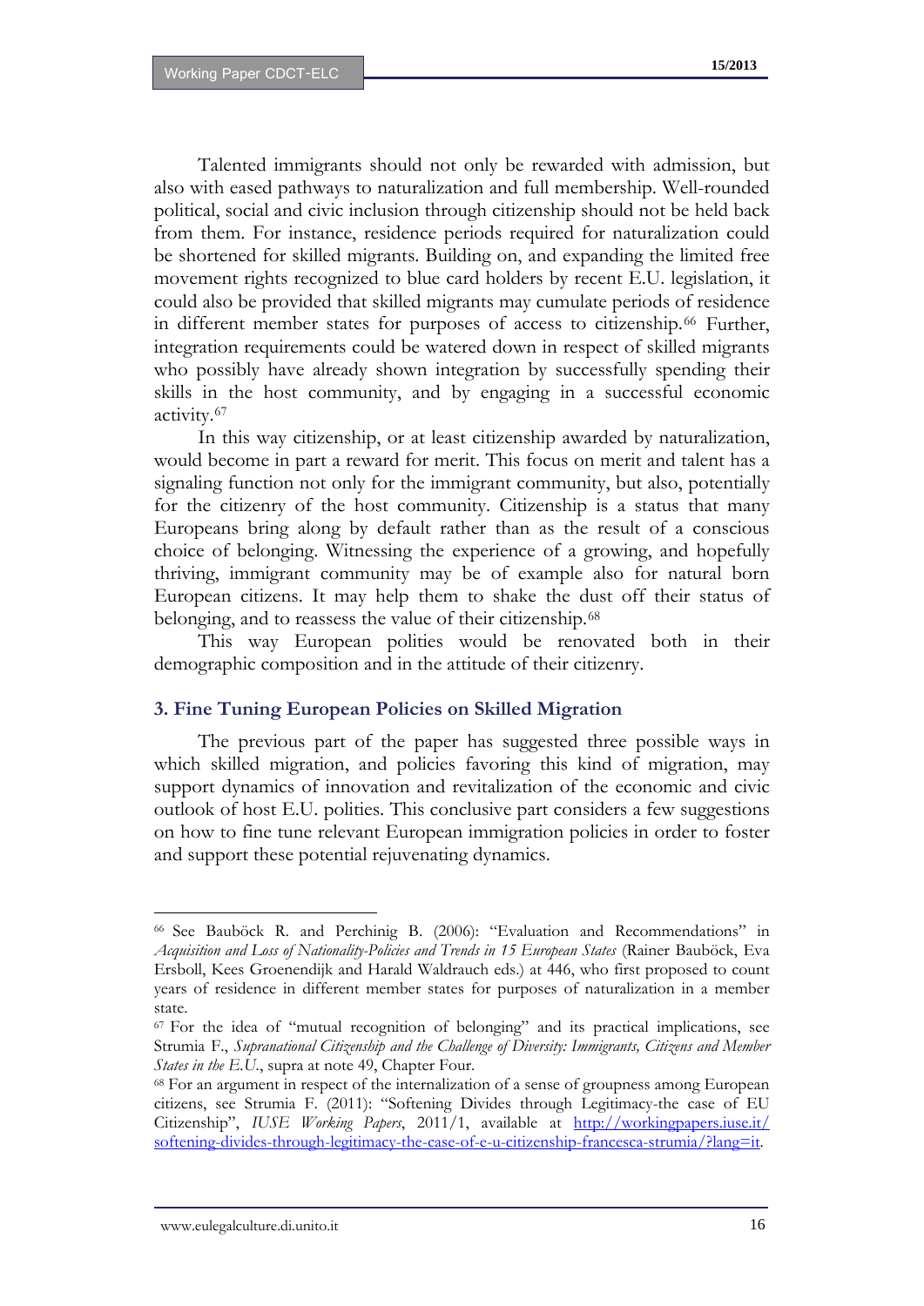Talented immigrants should not only be rewarded with admission, but also with eased pathways to naturalization and full membership. Well-rounded political, social and civic inclusion through citizenship should not be held back from them. For instance, residence periods required for naturalization could be shortened for skilled migrants. Building on, and expanding the limited free movement rights recognized to blue card holders by recent E.U. legislation, it could also be provided that skilled migrants may cumulate periods of residence in different member states for purposes of access to citizenship.[66] Further, integration requirements could be watered down in respect of skilled migrants who possibly have already shown integration by successfully spending their skills in the host community, and by engaging in a successful economic activity.[67]

In this way citizenship, or at least citizenship awarded by naturalization, would become in part a reward for merit. This focus on merit and talent has a signaling function not only for the immigrant community, but also, potentially for the citizenry of the host community. Citizenship is a status that many Europeans bring along by default rather than as the result of a conscious choice of belonging. Witnessing the experience of a growing, and hopefully thriving, immigrant community may be of example also for natural born European citizens. It may help them to shake the dust off their status of belonging, and to reassess the value of their citizenship.[68]

This way European polities would be renovated both in their demographic composition and in the attitude of their citizenry.

### 3. Fine Tuning European Policies on Skilled Migration

The previous part of the paper has suggested three possible ways in which skilled migration, and policies favoring this kind of migration, may support dynamics of innovation and revitalization of the economic and civic outlook of host E.U. polities. This conclusive part considers a few suggestions on how to fine tune relevant European immigration policies in order to foster and support these potential rejuvenating dynamics.

---

[66] See Bauböck R. and Perchinig B. (2006): "Evaluation and Recommendations" in *Acquisition and Loss of Nationality-Policies and Trends in 15 European States* (Rainer Bauböck, Eva Ersboll, Kees Groenendijk and Harald Waldrauch eds.) at 446, who first proposed to count years of residence in different member states for purposes of naturalization in a member state.

[67] For the idea of "mutual recognition of belonging" and its practical implications, see Strumia F., *Supranational Citizenship and the Challenge of Diversity: Immigrants, Citizens and Member States in the E.U.*, supra at note 49, Chapter Four.

[68] For an argument in respect of the internalization of a sense of groupness among European citizens, see Strumia F. (2011): "Softening Divides through Legitimacy-the case of EU Citizenship", *IUSE Working Papers*, 2011/1, available at http://workingpapers.iuse.it/softening-divides-through-legitimacy-the-case-of-e-u-citizenship-francesca-strumia/?lang=it.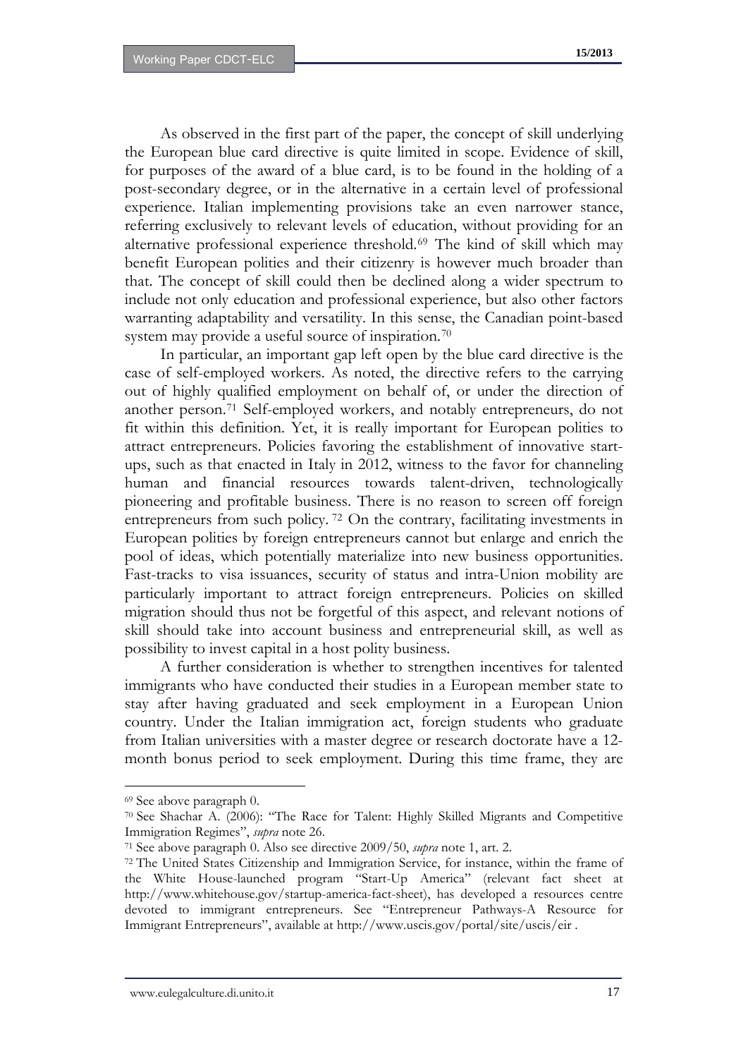As observed in the first part of the paper, the concept of skill underlying the European blue card directive is quite limited in scope. Evidence of skill, for purposes of the award of a blue card, is to be found in the holding of a post-secondary degree, or in the alternative in a certain level of professional experience. Italian implementing provisions take an even narrower stance, referring exclusively to relevant levels of education, without providing for an alternative professional experience threshold.[69] The kind of skill which may benefit European polities and their citizenry is however much broader than that. The concept of skill could then be declined along a wider spectrum to include not only education and professional experience, but also other factors warranting adaptability and versatility. In this sense, the Canadian point-based system may provide a useful source of inspiration.[70]

In particular, an important gap left open by the blue card directive is the case of self-employed workers. As noted, the directive refers to the carrying out of highly qualified employment on behalf of, or under the direction of another person.[71] Self-employed workers, and notably entrepreneurs, do not fit within this definition. Yet, it is really important for European polities to attract entrepreneurs. Policies favoring the establishment of innovative start-ups, such as that enacted in Italy in 2012, witness to the favor for channeling human and financial resources towards talent-driven, technologically pioneering and profitable business. There is no reason to screen off foreign entrepreneurs from such policy. [72] On the contrary, facilitating investments in European polities by foreign entrepreneurs cannot but enlarge and enrich the pool of ideas, which potentially materialize into new business opportunities. Fast-tracks to visa issuances, security of status and intra-Union mobility are particularly important to attract foreign entrepreneurs. Policies on skilled migration should thus not be forgetful of this aspect, and relevant notions of skill should take into account business and entrepreneurial skill, as well as possibility to invest capital in a host polity business.

A further consideration is whether to strengthen incentives for talented immigrants who have conducted their studies in a European member state to stay after having graduated and seek employment in a European Union country. Under the Italian immigration act, foreign students who graduate from Italian universities with a master degree or research doctorate have a 12-month bonus period to seek employment. During this time frame, they are

---

[69] See above paragraph 0.

[70] See Shachar A. (2006): "The Race for Talent: Highly Skilled Migrants and Competitive Immigration Regimes", *supra* note 26.

[71] See above paragraph 0. Also see directive 2009/50, *supra* note 1, art. 2.

[72] The United States Citizenship and Immigration Service, for instance, within the frame of the White House-launched program "Start-Up America" (relevant fact sheet at http://www.whitehouse.gov/startup-america-fact-sheet), has developed a resources centre devoted to immigrant entrepreneurs. See "Entrepreneur Pathways-A Resource for Immigrant Entrepreneurs", available at http://www.uscis.gov/portal/site/uscis/eir .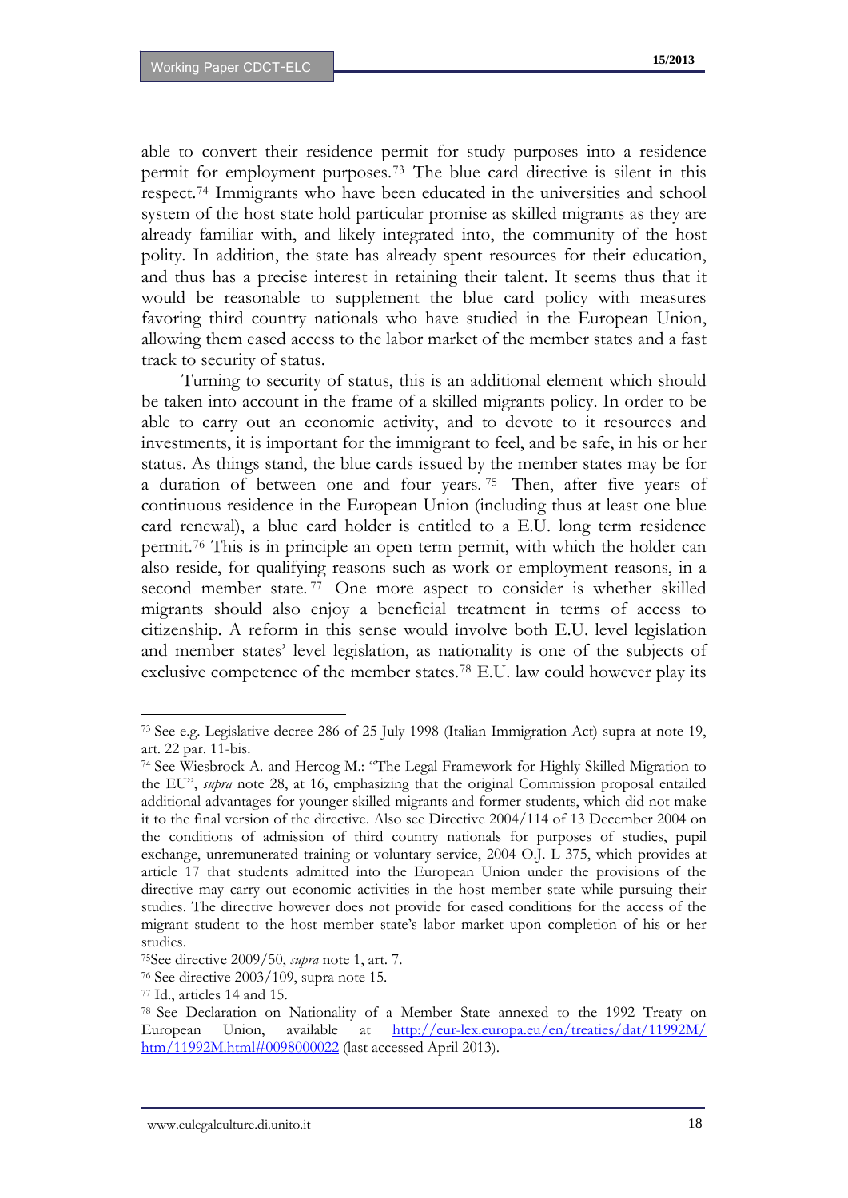able to convert their residence permit for study purposes into a residence permit for employment purposes.[73] The blue card directive is silent in this respect.[74] Immigrants who have been educated in the universities and school system of the host state hold particular promise as skilled migrants as they are already familiar with, and likely integrated into, the community of the host polity. In addition, the state has already spent resources for their education, and thus has a precise interest in retaining their talent. It seems thus that it would be reasonable to supplement the blue card policy with measures favoring third country nationals who have studied in the European Union, allowing them eased access to the labor market of the member states and a fast track to security of status.

Turning to security of status, this is an additional element which should be taken into account in the frame of a skilled migrants policy. In order to be able to carry out an economic activity, and to devote to it resources and investments, it is important for the immigrant to feel, and be safe, in his or her status. As things stand, the blue cards issued by the member states may be for a duration of between one and four years.[75] Then, after five years of continuous residence in the European Union (including thus at least one blue card renewal), a blue card holder is entitled to a E.U. long term residence permit.[76] This is in principle an open term permit, with which the holder can also reside, for qualifying reasons such as work or employment reasons, in a second member state.[77] One more aspect to consider is whether skilled migrants should also enjoy a beneficial treatment in terms of access to citizenship. A reform in this sense would involve both E.U. level legislation and member states' level legislation, as nationality is one of the subjects of exclusive competence of the member states.[78] E.U. law could however play its

---

[73] See e.g. Legislative decree 286 of 25 July 1998 (Italian Immigration Act) supra at note 19, art. 22 par. 11-bis.

[74] See Wiesbrock A. and Hercog M.: "The Legal Framework for Highly Skilled Migration to the EU", *supra* note 28, at 16, emphasizing that the original Commission proposal entailed additional advantages for younger skilled migrants and former students, which did not make it to the final version of the directive. Also see Directive 2004/114 of 13 December 2004 on the conditions of admission of third country nationals for purposes of studies, pupil exchange, unremunerated training or voluntary service, 2004 O.J. L 375, which provides at article 17 that students admitted into the European Union under the provisions of the directive may carry out economic activities in the host member state while pursuing their studies. The directive however does not provide for eased conditions for the access of the migrant student to the host member state's labor market upon completion of his or her studies.

[75] See directive 2009/50, *supra* note 1, art. 7.

[76] See directive 2003/109, supra note 15.

[77] Id., articles 14 and 15.

[78] See Declaration on Nationality of a Member State annexed to the 1992 Treaty on European Union, available at http://eur-lex.europa.eu/en/treaties/dat/11992M/htm/11992M.html#0098000022 (last accessed April 2013).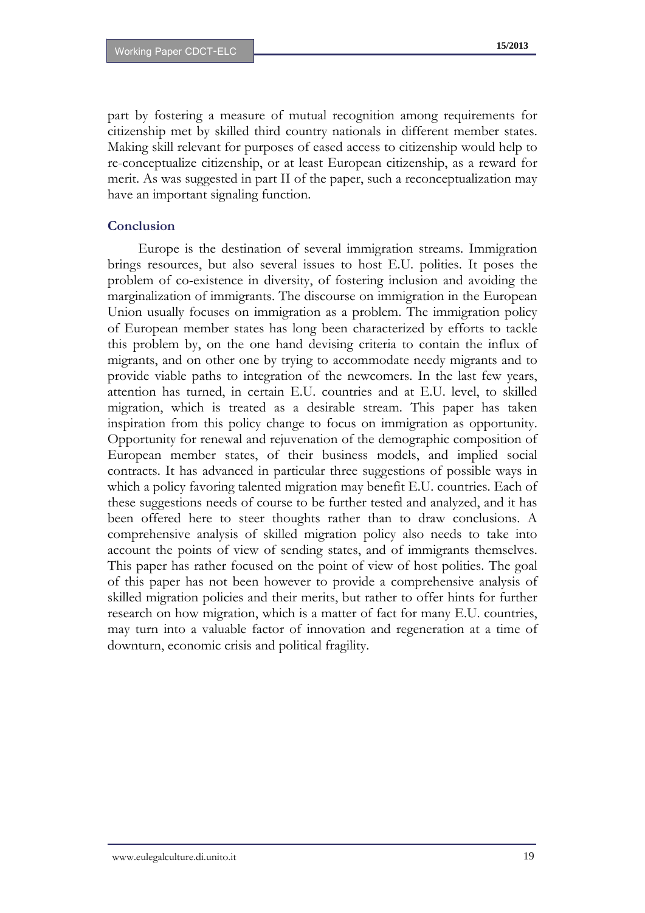part by fostering a measure of mutual recognition among requirements for citizenship met by skilled third country nationals in different member states. Making skill relevant for purposes of eased access to citizenship would help to re-conceptualize citizenship, or at least European citizenship, as a reward for merit. As was suggested in part II of the paper, such a reconceptualization may have an important signaling function.

## Conclusion

Europe is the destination of several immigration streams. Immigration brings resources, but also several issues to host E.U. polities. It poses the problem of co-existence in diversity, of fostering inclusion and avoiding the marginalization of immigrants. The discourse on immigration in the European Union usually focuses on immigration as a problem. The immigration policy of European member states has long been characterized by efforts to tackle this problem by, on the one hand devising criteria to contain the influx of migrants, and on other one by trying to accommodate needy migrants and to provide viable paths to integration of the newcomers. In the last few years, attention has turned, in certain E.U. countries and at E.U. level, to skilled migration, which is treated as a desirable stream. This paper has taken inspiration from this policy change to focus on immigration as opportunity. Opportunity for renewal and rejuvenation of the demographic composition of European member states, of their business models, and implied social contracts. It has advanced in particular three suggestions of possible ways in which a policy favoring talented migration may benefit E.U. countries. Each of these suggestions needs of course to be further tested and analyzed, and it has been offered here to steer thoughts rather than to draw conclusions. A comprehensive analysis of skilled migration policy also needs to take into account the points of view of sending states, and of immigrants themselves. This paper has rather focused on the point of view of host polities. The goal of this paper has not been however to provide a comprehensive analysis of skilled migration policies and their merits, but rather to offer hints for further research on how migration, which is a matter of fact for many E.U. countries, may turn into a valuable factor of innovation and regeneration at a time of downturn, economic crisis and political fragility.